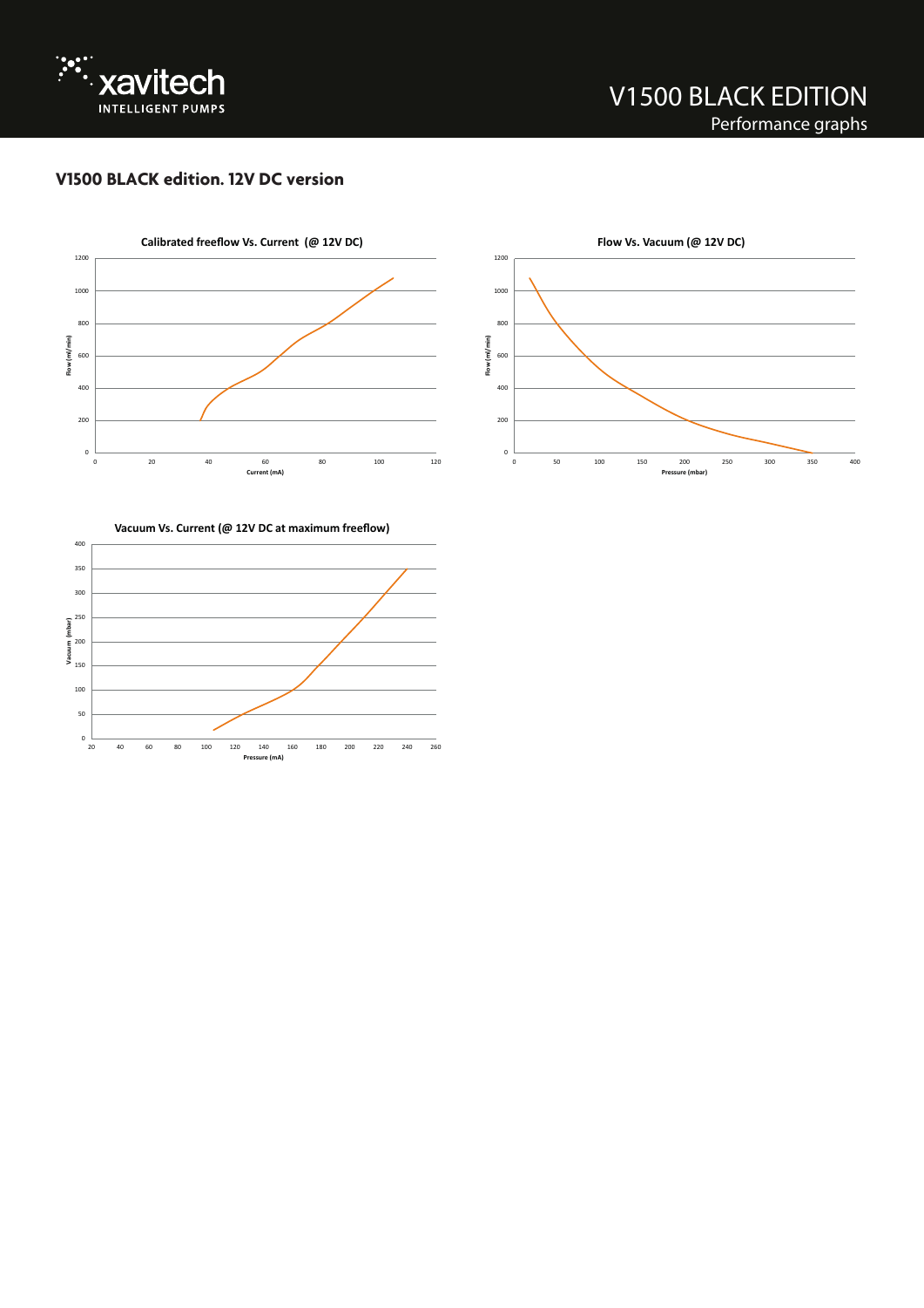# V1500 BLACK EDITION

Performance graphs

## V1500 BLACK edition. 12V DC version

**Calibrated freeflow Vs. Current (@ 12V DC)**

Flow (ml/min)

1200
1000
800
600
400
200
0

0 20 40 60 80 100 120

Current (mA)

**Flow Vs. Vacuum (@ 12V DC)**

Flow (ml/min)

1200
1000
800
600
400
200
0

0 50 100 150 200 250 300 350 400

Pressure (mbar)

**Vacuum Vs. Current (@ 12V DC at maximum freeflow)**

Vacuum (mbar)

400
350
300
250
200
150
100
50
0

20 40 60 80 100 120 140 160 180 200 220 240 260

Pressure (mA)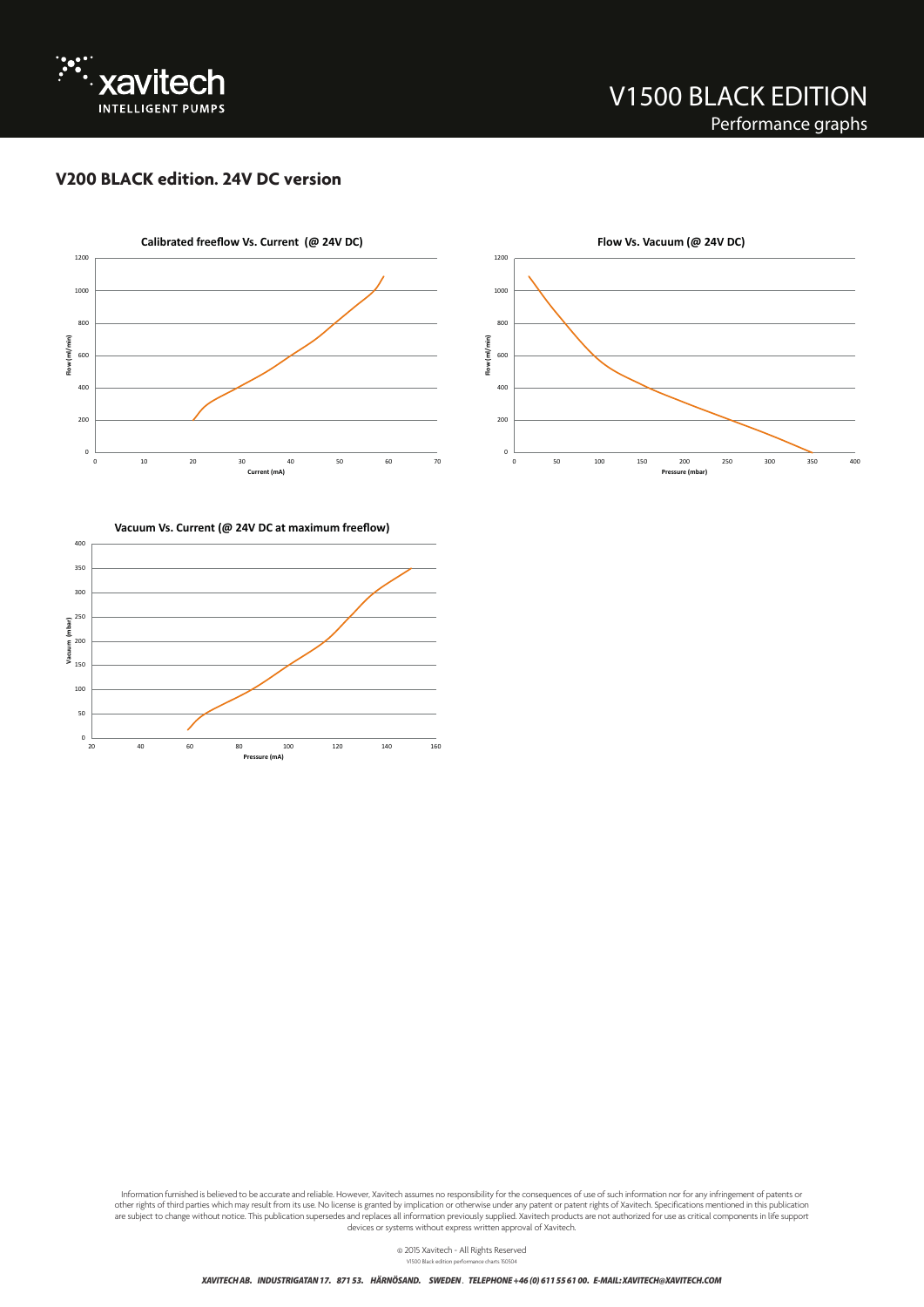# V1500 BLACK EDITION

Performance graphs

## V200 BLACK edition. 24V DC version

Calibrated freeflow Vs. Current (@ 24V DC)

Flow (ml/min)

0
200
400
600
800
1000
1200

0 10 20 30 40 50 60 70

Current (mA)

Flow Vs. Vacuum (@ 24V DC)

Flow (ml/min)

0
200
400
600
800
1000
1200

0 50 100 150 200 250 300 350 400

Pressure (mbar)

Vacuum Vs. Current (@ 24V DC at maximum freeflow)

Vacuum (mbar)

0
50
100
150
200
250
300
350
400

20 40 60 80 100 120 140 160

Pressure (mA)

Information furnished is believed to be accurate and reliable. However, Xavitech assumes no responsibility for the consequences of use of such information nor for any infringement of patents or other rights of third parties which may result from its use. No license is granted by implication or otherwise under any patent or patent rights of Xavitech. Specifications mentioned in this publication are subject to change without notice. This publication supersedes and replaces all information previously supplied. Xavitech products are not authorized for use as critical components in life support devices or systems without express written approval of Xavitech.

© 2015 Xavitech - All Rights Reserved

V1500 Black edition performance charts 150504

*XAVITECH AB. INDUSTRIGATAN 17. 871 53. HÄRNÖSAND. SWEDEN. TELEPHONE +46 (0) 611 55 61 00. E-MAIL: XAVITECH@XAVITECH.COM*